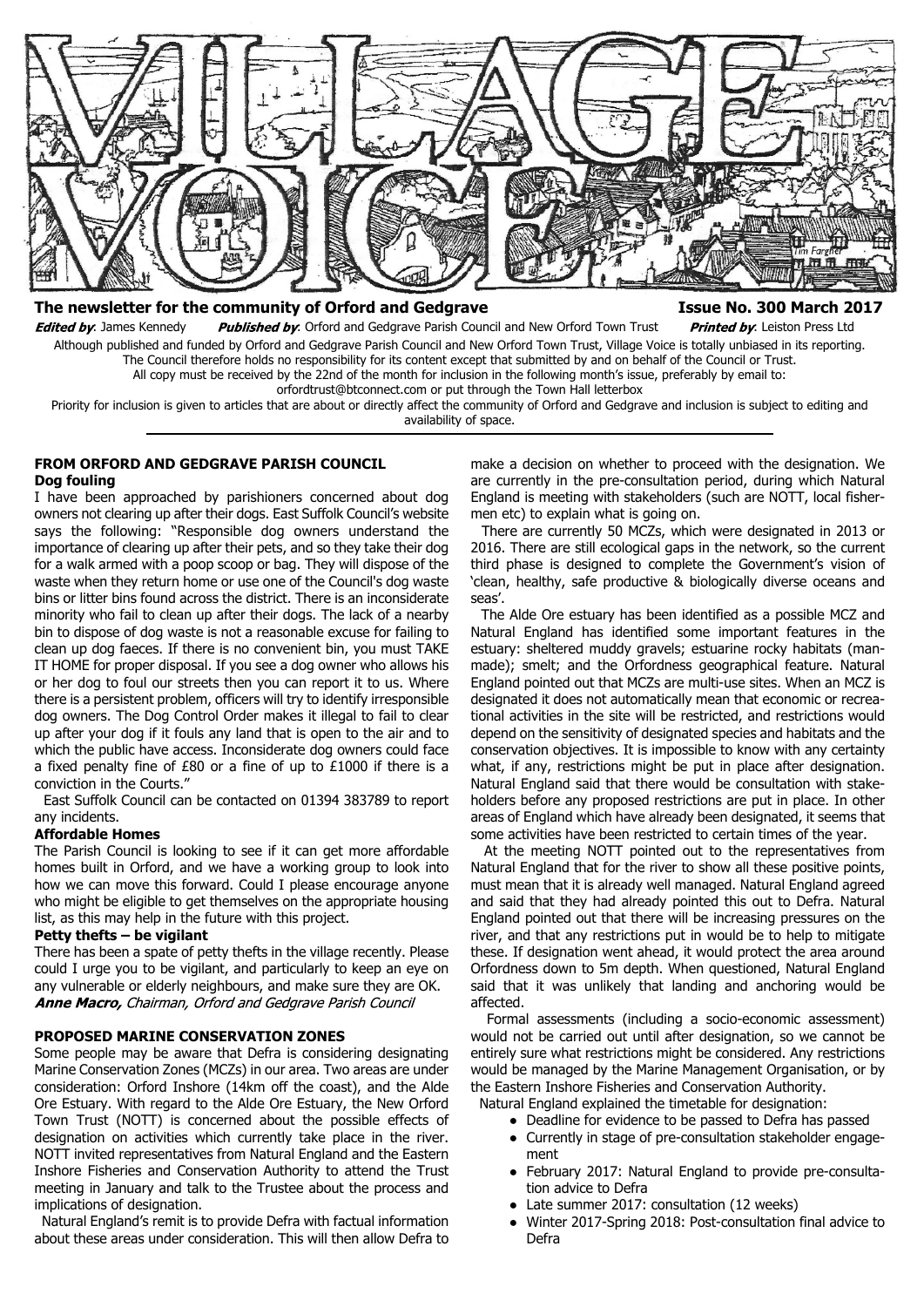# VILLAGE VOICE

**The newsletter for the community of Orford and Gedgrave** **Issue No. 300 March 2017**

***Edited by***: James Kennedy ***Published by***: Orford and Gedgrave Parish Council and New Orford Town Trust ***Printed by***: Leiston Press Ltd

Although published and funded by Orford and Gedgrave Parish Council and New Orford Town Trust, Village Voice is totally unbiased in its reporting. The Council therefore holds no responsibility for its content except that submitted by and on behalf of the Council or Trust.

All copy must be received by the 22nd of the month for inclusion in the following month's issue, preferably by email to: orfordtrust@btconnect.com or put through the Town Hall letterbox

Priority for inclusion is given to articles that are about or directly affect the community of Orford and Gedgrave and inclusion is subject to editing and availability of space.

## FROM ORFORD AND GEDGRAVE PARISH COUNCIL

### Dog fouling

I have been approached by parishioners concerned about dog owners not clearing up after their dogs. East Suffolk Council's website says the following: "Responsible dog owners understand the importance of clearing up after their pets, and so they take their dog for a walk armed with a poop scoop or bag. They will dispose of the waste when they return home or use one of the Council's dog waste bins or litter bins found across the district. There is an inconsiderate minority who fail to clean up after their dogs. The lack of a nearby bin to dispose of dog waste is not a reasonable excuse for failing to clean up dog faeces. If there is no convenient bin, you must TAKE IT HOME for proper disposal. If you see a dog owner who allows his or her dog to foul our streets then you can report it to us. Where there is a persistent problem, officers will try to identify irresponsible dog owners. The Dog Control Order makes it illegal to fail to clear up after your dog if it fouls any land that is open to the air and to which the public have access. Inconsiderate dog owners could face a fixed penalty fine of £80 or a fine of up to £1000 if there is a conviction in the Courts."

East Suffolk Council can be contacted on 01394 383789 to report any incidents.

### Affordable Homes

The Parish Council is looking to see if it can get more affordable homes built in Orford, and we have a working group to look into how we can move this forward. Could I please encourage anyone who might be eligible to get themselves on the appropriate housing list, as this may help in the future with this project.

### Petty thefts – be vigilant

There has been a spate of petty thefts in the village recently. Please could I urge you to be vigilant, and particularly to keep an eye on any vulnerable or elderly neighbours, and make sure they are OK.

***Anne Macro,*** *Chairman, Orford and Gedgrave Parish Council*

## PROPOSED MARINE CONSERVATION ZONES

Some people may be aware that Defra is considering designating Marine Conservation Zones (MCZs) in our area. Two areas are under consideration: Orford Inshore (14km off the coast), and the Alde Ore Estuary. With regard to the Alde Ore Estuary, the New Orford Town Trust (NOTT) is concerned about the possible effects of designation on activities which currently take place in the river. NOTT invited representatives from Natural England and the Eastern Inshore Fisheries and Conservation Authority to attend the Trust meeting in January and talk to the Trustee about the process and implications of designation.

Natural England's remit is to provide Defra with factual information about these areas under consideration. This will then allow Defra to make a decision on whether to proceed with the designation. We are currently in the pre-consultation period, during which Natural England is meeting with stakeholders (such are NOTT, local fishermen etc) to explain what is going on.

There are currently 50 MCZs, which were designated in 2013 or 2016. There are still ecological gaps in the network, so the current third phase is designed to complete the Government's vision of 'clean, healthy, safe productive & biologically diverse oceans and seas'.

The Alde Ore estuary has been identified as a possible MCZ and Natural England has identified some important features in the estuary: sheltered muddy gravels; estuarine rocky habitats (man-made); smelt; and the Orfordness geographical feature. Natural England pointed out that MCZs are multi-use sites. When an MCZ is designated it does not automatically mean that economic or recreational activities in the site will be restricted, and restrictions would depend on the sensitivity of designated species and habitats and the conservation objectives. It is impossible to know with any certainty what, if any, restrictions might be put in place after designation. Natural England said that there would be consultation with stakeholders before any proposed restrictions are put in place. In other areas of England which have already been designated, it seems that some activities have been restricted to certain times of the year.

At the meeting NOTT pointed out to the representatives from Natural England that for the river to show all these positive points, must mean that it is already well managed. Natural England agreed and said that they had already pointed this out to Defra. Natural England pointed out that there will be increasing pressures on the river, and that any restrictions put in would be to help to mitigate these. If designation went ahead, it would protect the area around Orfordness down to 5m depth. When questioned, Natural England said that it was unlikely that landing and anchoring would be affected.

Formal assessments (including a socio-economic assessment) would not be carried out until after designation, so we cannot be entirely sure what restrictions might be considered. Any restrictions would be managed by the Marine Management Organisation, or by the Eastern Inshore Fisheries and Conservation Authority.

Natural England explained the timetable for designation:

- Deadline for evidence to be passed to Defra has passed
- Currently in stage of pre-consultation stakeholder engagement
- February 2017: Natural England to provide pre-consultation advice to Defra
- Late summer 2017: consultation (12 weeks)
- Winter 2017-Spring 2018: Post-consultation final advice to Defra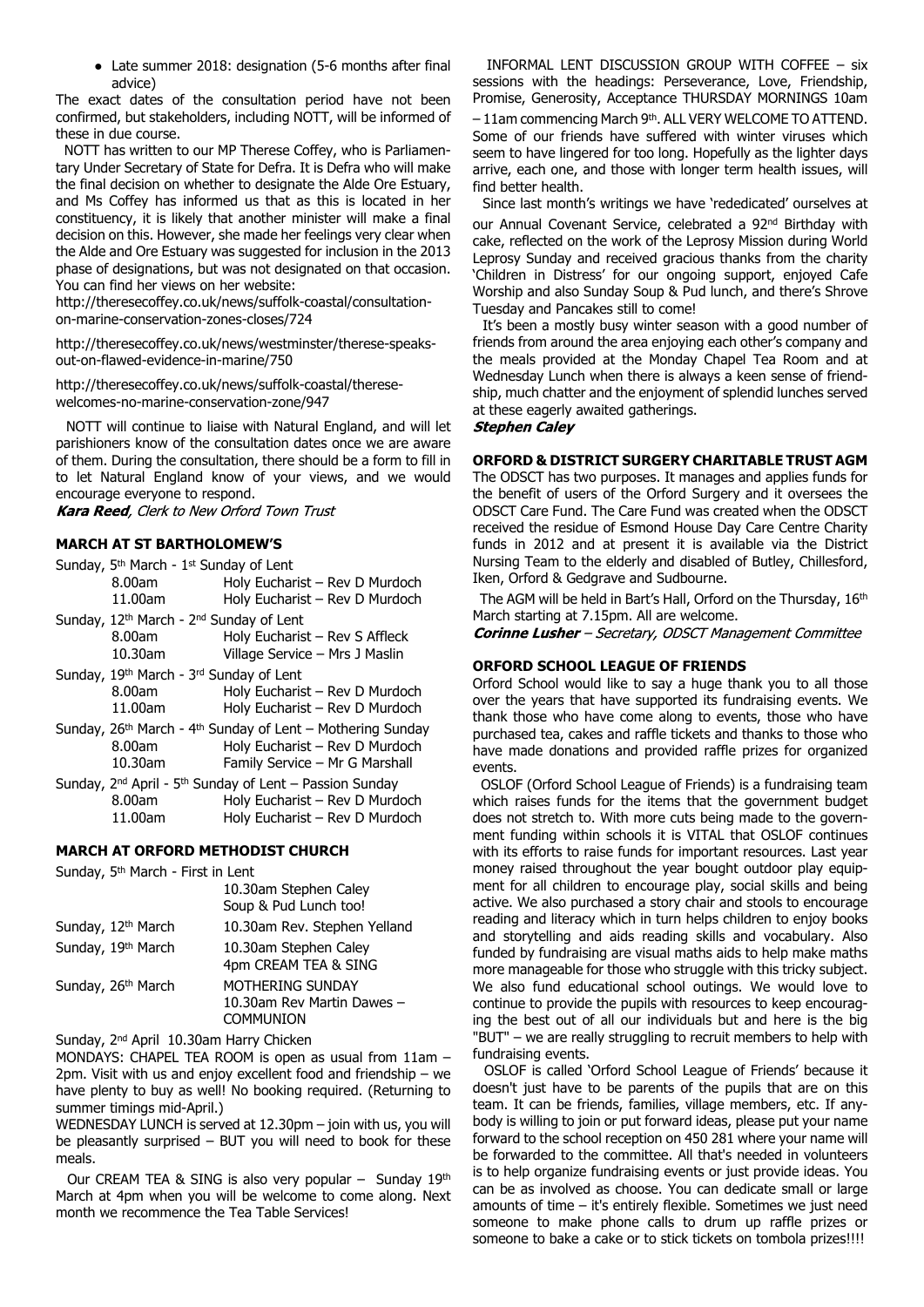- Late summer 2018: designation (5-6 months after final advice)

The exact dates of the consultation period have not been confirmed, but stakeholders, including NOTT, will be informed of these in due course.

NOTT has written to our MP Therese Coffey, who is Parliamentary Under Secretary of State for Defra. It is Defra who will make the final decision on whether to designate the Alde Ore Estuary, and Ms Coffey has informed us that as this is located in her constituency, it is likely that another minister will make a final decision on this. However, she made her feelings very clear when the Alde and Ore Estuary was suggested for inclusion in the 2013 phase of designations, but was not designated on that occasion. You can find her views on her website:

http://theresecoffey.co.uk/news/suffolk-coastal/consultation-on-marine-conservation-zones-closes/724

http://theresecoffey.co.uk/news/westminster/therese-speaks-out-on-flawed-evidence-in-marine/750

http://theresecoffey.co.uk/news/suffolk-coastal/therese-welcomes-no-marine-conservation-zone/947

NOTT will continue to liaise with Natural England, and will let parishioners know of the consultation dates once we are aware of them. During the consultation, there should be a form to fill in to let Natural England know of your views, and we would encourage everyone to respond.

***Kara Reed**, Clerk to New Orford Town Trust*

### MARCH AT ST BARTHOLOMEW'S

Sunday, 5th March - 1st Sunday of Lent
- 8.00am Holy Eucharist – Rev D Murdoch
- 11.00am Holy Eucharist – Rev D Murdoch

Sunday, 12th March - 2nd Sunday of Lent
- 8.00am Holy Eucharist – Rev S Affleck
- 10.30am Village Service – Mrs J Maslin

Sunday, 19th March - 3rd Sunday of Lent
- 8.00am Holy Eucharist – Rev D Murdoch
- 11.00am Holy Eucharist – Rev D Murdoch

Sunday, 26th March - 4th Sunday of Lent – Mothering Sunday
- 8.00am Holy Eucharist – Rev D Murdoch
- 10.30am Family Service – Mr G Marshall

Sunday, 2nd April - 5th Sunday of Lent – Passion Sunday
- 8.00am Holy Eucharist – Rev D Murdoch
- 11.00am Holy Eucharist – Rev D Murdoch

### MARCH AT ORFORD METHODIST CHURCH

Sunday, 5th March - First in Lent
10.30am Stephen Caley
Soup & Pud Lunch too!

Sunday, 12th March 10.30am Rev. Stephen Yelland

Sunday, 19th March 10.30am Stephen Caley
4pm CREAM TEA & SING

Sunday, 26th March MOTHERING SUNDAY
10.30am Rev Martin Dawes – COMMUNION

Sunday, 2nd April 10.30am Harry Chicken

MONDAYS: CHAPEL TEA ROOM is open as usual from 11am – 2pm. Visit with us and enjoy excellent food and friendship – we have plenty to buy as well! No booking required. (Returning to summer timings mid-April.)

WEDNESDAY LUNCH is served at 12.30pm – join with us, you will be pleasantly surprised – BUT you will need to book for these meals.

Our CREAM TEA & SING is also very popular – Sunday 19th March at 4pm when you will be welcome to come along. Next month we recommence the Tea Table Services!

INFORMAL LENT DISCUSSION GROUP WITH COFFEE – six sessions with the headings: Perseverance, Love, Friendship, Promise, Generosity, Acceptance THURSDAY MORNINGS 10am – 11am commencing March 9th. ALL VERY WELCOME TO ATTEND. Some of our friends have suffered with winter viruses which seem to have lingered for too long. Hopefully as the lighter days arrive, each one, and those with longer term health issues, will find better health.

Since last month's writings we have 'rededicated' ourselves at our Annual Covenant Service, celebrated a 92nd Birthday with cake, reflected on the work of the Leprosy Mission during World Leprosy Sunday and received gracious thanks from the charity 'Children in Distress' for our ongoing support, enjoyed Cafe Worship and also Sunday Soup & Pud lunch, and there's Shrove Tuesday and Pancakes still to come!

It's been a mostly busy winter season with a good number of friends from around the area enjoying each other's company and the meals provided at the Monday Chapel Tea Room and at Wednesday Lunch when there is always a keen sense of friendship, much chatter and the enjoyment of splendid lunches served at these eagerly awaited gatherings.

***Stephen Caley***

### ORFORD & DISTRICT SURGERY CHARITABLE TRUST AGM

The ODSCT has two purposes. It manages and applies funds for the benefit of users of the Orford Surgery and it oversees the ODSCT Care Fund. The Care Fund was created when the ODSCT received the residue of Esmond House Day Care Centre Charity funds in 2012 and at present it is available via the District Nursing Team to the elderly and disabled of Butley, Chillesford, Iken, Orford & Gedgrave and Sudbourne.

The AGM will be held in Bart's Hall, Orford on the Thursday, 16th March starting at 7.15pm. All are welcome.

***Corinne Lusher** – Secretary, ODSCT Management Committee*

### ORFORD SCHOOL LEAGUE OF FRIENDS

Orford School would like to say a huge thank you to all those over the years that have supported its fundraising events. We thank those who have come along to events, those who have purchased tea, cakes and raffle tickets and thanks to those who have made donations and provided raffle prizes for organized events.

OSLOF (Orford School League of Friends) is a fundraising team which raises funds for the items that the government budget does not stretch to. With more cuts being made to the government funding within schools it is VITAL that OSLOF continues with its efforts to raise funds for important resources. Last year money raised throughout the year bought outdoor play equipment for all children to encourage play, social skills and being active. We also purchased a story chair and stools to encourage reading and literacy which in turn helps children to enjoy books and storytelling and aids reading skills and vocabulary. Also funded by fundraising are visual maths aids to help make maths more manageable for those who struggle with this tricky subject. We also fund educational school outings. We would love to continue to provide the pupils with resources to keep encouraging the best out of all our individuals but and here is the big "BUT" – we are really struggling to recruit members to help with fundraising events.

OSLOF is called 'Orford School League of Friends' because it doesn't just have to be parents of the pupils that are on this team. It can be friends, families, village members, etc. If anybody is willing to join or put forward ideas, please put your name forward to the school reception on 450 281 where your name will be forwarded to the committee. All that's needed in volunteers is to help organize fundraising events or just provide ideas. You can be as involved as choose. You can dedicate small or large amounts of time – it's entirely flexible. Sometimes we just need someone to make phone calls to drum up raffle prizes or someone to bake a cake or to stick tickets on tombola prizes!!!!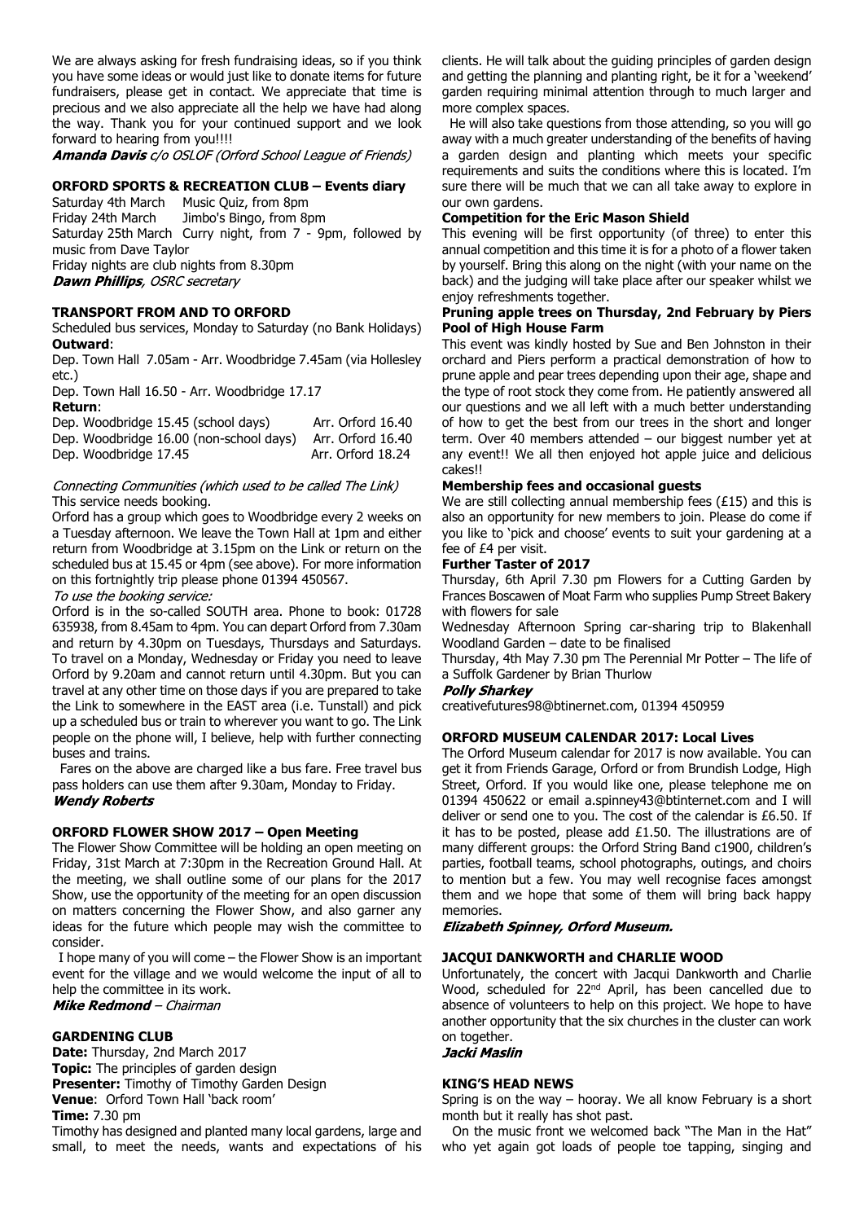We are always asking for fresh fundraising ideas, so if you think you have some ideas or would just like to donate items for future fundraisers, please get in contact. We appreciate that time is precious and we also appreciate all the help we have had along the way. Thank you for your continued support and we look forward to hearing from you!!!!

***Amanda Davis*** *c/o OSLOF (Orford School League of Friends)*

### ORFORD SPORTS & RECREATION CLUB – Events diary

Saturday 4th March   Music Quiz, from 8pm
Friday 24th March   Jimbo's Bingo, from 8pm
Saturday 25th March   Curry night, from 7 - 9pm, followed by music from Dave Taylor
Friday nights are club nights from 8.30pm

***Dawn Phillips***, *OSRC secretary*

### TRANSPORT FROM AND TO ORFORD

Scheduled bus services, Monday to Saturday (no Bank Holidays)

**Outward**:

Dep. Town Hall 7.05am - Arr. Woodbridge 7.45am (via Hollesley etc.)

Dep. Town Hall 16.50 - Arr. Woodbridge 17.17

**Return**:

| | |
|---|---|
| Dep. Woodbridge 15.45 (school days) | Arr. Orford 16.40 |
| Dep. Woodbridge 16.00 (non-school days) | Arr. Orford 16.40 |
| Dep. Woodbridge 17.45 | Arr. Orford 18.24 |

*Connecting Communities (which used to be called The Link)*
This service needs booking.

Orford has a group which goes to Woodbridge every 2 weeks on a Tuesday afternoon. We leave the Town Hall at 1pm and either return from Woodbridge at 3.15pm on the Link or return on the scheduled bus at 15.45 or 4pm (see above). For more information on this fortnightly trip please phone 01394 450567.

*To use the booking service:*

Orford is in the so-called SOUTH area. Phone to book: 01728 635938, from 8.45am to 4pm. You can depart Orford from 7.30am and return by 4.30pm on Tuesdays, Thursdays and Saturdays. To travel on a Monday, Wednesday or Friday you need to leave Orford by 9.20am and cannot return until 4.30pm. But you can travel at any other time on those days if you are prepared to take the Link to somewhere in the EAST area (i.e. Tunstall) and pick up a scheduled bus or train to wherever you want to go. The Link people on the phone will, I believe, help with further connecting buses and trains.

Fares on the above are charged like a bus fare. Free travel bus pass holders can use them after 9.30am, Monday to Friday.

***Wendy Roberts***

### ORFORD FLOWER SHOW 2017 – Open Meeting

The Flower Show Committee will be holding an open meeting on Friday, 31st March at 7:30pm in the Recreation Ground Hall. At the meeting, we shall outline some of our plans for the 2017 Show, use the opportunity of the meeting for an open discussion on matters concerning the Flower Show, and also garner any ideas for the future which people may wish the committee to consider.

I hope many of you will come – the Flower Show is an important event for the village and we would welcome the input of all to help the committee in its work.

***Mike Redmond*** – *Chairman*

### GARDENING CLUB

**Date:** Thursday, 2nd March 2017
**Topic:** The principles of garden design
**Presenter:** Timothy of Timothy Garden Design
**Venue**: Orford Town Hall 'back room'
**Time:** 7.30 pm

Timothy has designed and planted many local gardens, large and small, to meet the needs, wants and expectations of his clients. He will talk about the guiding principles of garden design and getting the planning and planting right, be it for a 'weekend' garden requiring minimal attention through to much larger and more complex spaces.

He will also take questions from those attending, so you will go away with a much greater understanding of the benefits of having a garden design and planting which meets your specific requirements and suits the conditions where this is located. I'm sure there will be much that we can all take away to explore in our own gardens.

**Competition for the Eric Mason Shield**

This evening will be first opportunity (of three) to enter this annual competition and this time it is for a photo of a flower taken by yourself. Bring this along on the night (with your name on the back) and the judging will take place after our speaker whilst we enjoy refreshments together.

**Pruning apple trees on Thursday, 2nd February by Piers Pool of High House Farm**

This event was kindly hosted by Sue and Ben Johnston in their orchard and Piers perform a practical demonstration of how to prune apple and pear trees depending upon their age, shape and the type of root stock they come from. He patiently answered all our questions and we all left with a much better understanding of how to get the best from our trees in the short and longer term. Over 40 members attended – our biggest number yet at any event!! We all then enjoyed hot apple juice and delicious cakes!!

**Membership fees and occasional guests**

We are still collecting annual membership fees (£15) and this is also an opportunity for new members to join. Please do come if you like to 'pick and choose' events to suit your gardening at a fee of £4 per visit.

**Further Taster of 2017**

Thursday, 6th April 7.30 pm Flowers for a Cutting Garden by Frances Boscawen of Moat Farm who supplies Pump Street Bakery with flowers for sale

Wednesday Afternoon Spring car-sharing trip to Blakenhall Woodland Garden – date to be finalised

Thursday, 4th May 7.30 pm The Perennial Mr Potter – The life of a Suffolk Gardener by Brian Thurlow

***Polly Sharkey***
creativefutures98@btinternet.com, 01394 450959

### ORFORD MUSEUM CALENDAR 2017: Local Lives

The Orford Museum calendar for 2017 is now available. You can get it from Friends Garage, Orford or from Brundish Lodge, High Street, Orford. If you would like one, please telephone me on 01394 450622 or email a.spinney43@btinternet.com and I will deliver or send one to you. The cost of the calendar is £6.50. If it has to be posted, please add £1.50. The illustrations are of many different groups: the Orford String Band c1900, children's parties, football teams, school photographs, outings, and choirs to mention but a few. You may well recognise faces amongst them and we hope that some of them will bring back happy memories.

***Elizabeth Spinney, Orford Museum.***

### JACQUI DANKWORTH and CHARLIE WOOD

Unfortunately, the concert with Jacqui Dankworth and Charlie Wood, scheduled for 22nd April, has been cancelled due to absence of volunteers to help on this project. We hope to have another opportunity that the six churches in the cluster can work on together.

***Jacki Maslin***

### KING'S HEAD NEWS

Spring is on the way – hooray. We all know February is a short month but it really has shot past.

On the music front we welcomed back "The Man in the Hat" who yet again got loads of people toe tapping, singing and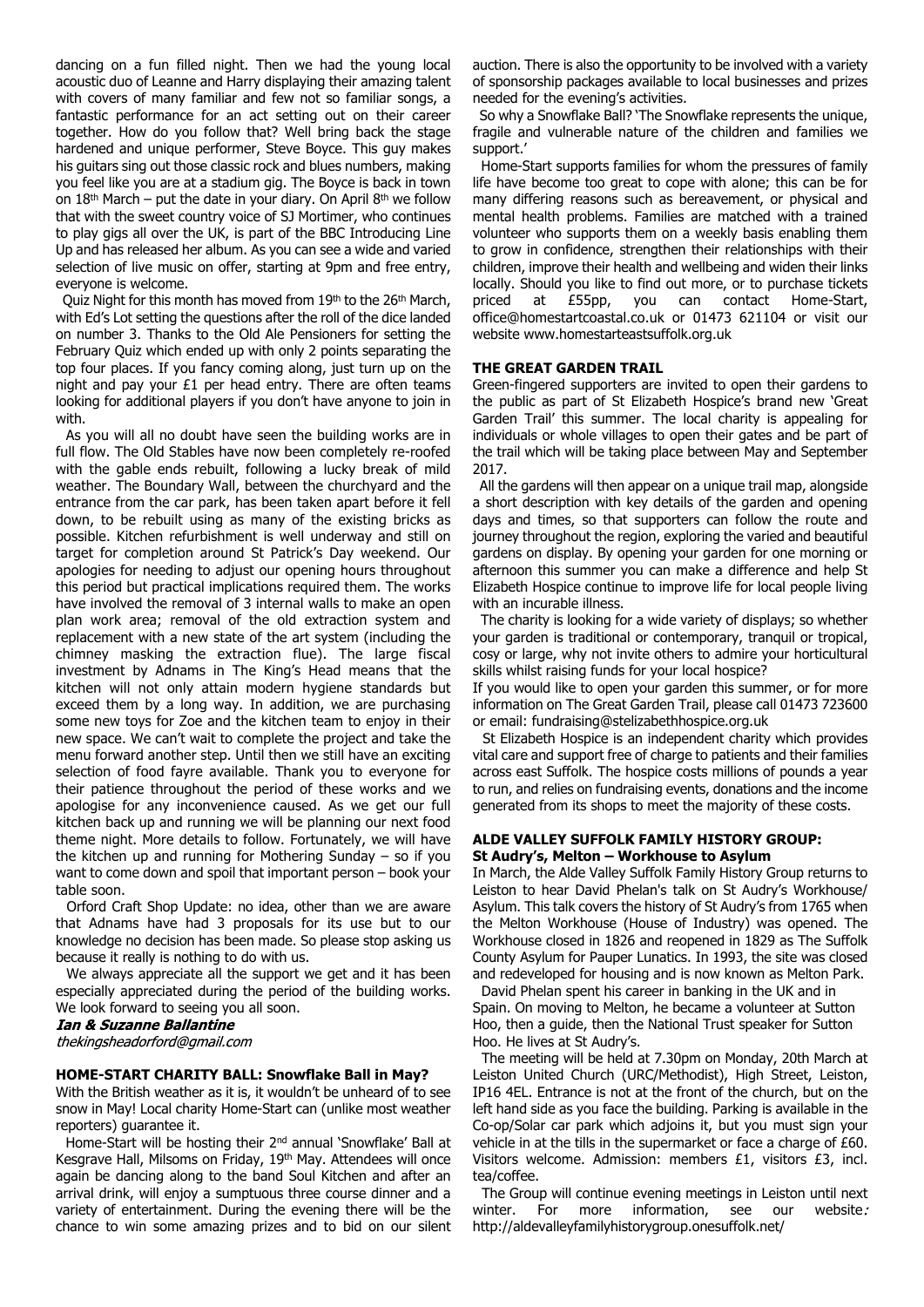dancing on a fun filled night. Then we had the young local acoustic duo of Leanne and Harry displaying their amazing talent with covers of many familiar and few not so familiar songs, a fantastic performance for an act setting out on their career together. How do you follow that? Well bring back the stage hardened and unique performer, Steve Boyce. This guy makes his guitars sing out those classic rock and blues numbers, making you feel like you are at a stadium gig. The Boyce is back in town on 18th March – put the date in your diary. On April 8th we follow that with the sweet country voice of SJ Mortimer, who continues to play gigs all over the UK, is part of the BBC Introducing Line Up and has released her album. As you can see a wide and varied selection of live music on offer, starting at 9pm and free entry, everyone is welcome.

Quiz Night for this month has moved from 19th to the 26th March, with Ed's Lot setting the questions after the roll of the dice landed on number 3. Thanks to the Old Ale Pensioners for setting the February Quiz which ended up with only 2 points separating the top four places. If you fancy coming along, just turn up on the night and pay your £1 per head entry. There are often teams looking for additional players if you don't have anyone to join in with.

As you will all no doubt have seen the building works are in full flow. The Old Stables have now been completely re-roofed with the gable ends rebuilt, following a lucky break of mild weather. The Boundary Wall, between the churchyard and the entrance from the car park, has been taken apart before it fell down, to be rebuilt using as many of the existing bricks as possible. Kitchen refurbishment is well underway and still on target for completion around St Patrick's Day weekend. Our apologies for needing to adjust our opening hours throughout this period but practical implications required them. The works have involved the removal of 3 internal walls to make an open plan work area; removal of the old extraction system and replacement with a new state of the art system (including the chimney masking the extraction flue). The large fiscal investment by Adnams in The King's Head means that the kitchen will not only attain modern hygiene standards but exceed them by a long way. In addition, we are purchasing some new toys for Zoe and the kitchen team to enjoy in their new space. We can't wait to complete the project and take the menu forward another step. Until then we still have an exciting selection of food fayre available. Thank you to everyone for their patience throughout the period of these works and we apologise for any inconvenience caused. As we get our full kitchen back up and running we will be planning our next food theme night. More details to follow. Fortunately, we will have the kitchen up and running for Mothering Sunday – so if you want to come down and spoil that important person – book your table soon.

Orford Craft Shop Update: no idea, other than we are aware that Adnams have had 3 proposals for its use but to our knowledge no decision has been made. So please stop asking us because it really is nothing to do with us.

We always appreciate all the support we get and it has been especially appreciated during the period of the building works. We look forward to seeing you all soon.

***Ian & Suzanne Ballantine***
*thekingsheadorford@gmail.com*

### HOME-START CHARITY BALL: Snowflake Ball in May?

With the British weather as it is, it wouldn't be unheard of to see snow in May! Local charity Home-Start can (unlike most weather reporters) guarantee it.

Home-Start will be hosting their 2nd annual 'Snowflake' Ball at Kesgrave Hall, Milsoms on Friday, 19th May. Attendees will once again be dancing along to the band Soul Kitchen and after an arrival drink, will enjoy a sumptuous three course dinner and a variety of entertainment. During the evening there will be the chance to win some amazing prizes and to bid on our silent auction. There is also the opportunity to be involved with a variety of sponsorship packages available to local businesses and prizes needed for the evening's activities.

So why a Snowflake Ball? 'The Snowflake represents the unique, fragile and vulnerable nature of the children and families we support.'

Home-Start supports families for whom the pressures of family life have become too great to cope with alone; this can be for many differing reasons such as bereavement, or physical and mental health problems. Families are matched with a trained volunteer who supports them on a weekly basis enabling them to grow in confidence, strengthen their relationships with their children, improve their health and wellbeing and widen their links locally. Should you like to find out more, or to purchase tickets priced at £55pp, you can contact Home-Start, office@homestartcoastal.co.uk or 01473 621104 or visit our website www.homestarteastsuffolk.org.uk

### THE GREAT GARDEN TRAIL

Green-fingered supporters are invited to open their gardens to the public as part of St Elizabeth Hospice's brand new 'Great Garden Trail' this summer. The local charity is appealing for individuals or whole villages to open their gates and be part of the trail which will be taking place between May and September 2017.

All the gardens will then appear on a unique trail map, alongside a short description with key details of the garden and opening days and times, so that supporters can follow the route and journey throughout the region, exploring the varied and beautiful gardens on display. By opening your garden for one morning or afternoon this summer you can make a difference and help St Elizabeth Hospice continue to improve life for local people living with an incurable illness.

The charity is looking for a wide variety of displays; so whether your garden is traditional or contemporary, tranquil or tropical, cosy or large, why not invite others to admire your horticultural skills whilst raising funds for your local hospice?

If you would like to open your garden this summer, or for more information on The Great Garden Trail, please call 01473 723600 or email: fundraising@stelizabethhospice.org.uk

St Elizabeth Hospice is an independent charity which provides vital care and support free of charge to patients and their families across east Suffolk. The hospice costs millions of pounds a year to run, and relies on fundraising events, donations and the income generated from its shops to meet the majority of these costs.

### ALDE VALLEY SUFFOLK FAMILY HISTORY GROUP: St Audry's, Melton – Workhouse to Asylum

In March, the Alde Valley Suffolk Family History Group returns to Leiston to hear David Phelan's talk on St Audry's Workhouse/ Asylum. This talk covers the history of St Audry's from 1765 when the Melton Workhouse (House of Industry) was opened. The Workhouse closed in 1826 and reopened in 1829 as The Suffolk County Asylum for Pauper Lunatics. In 1993, the site was closed and redeveloped for housing and is now known as Melton Park.

David Phelan spent his career in banking in the UK and in Spain. On moving to Melton, he became a volunteer at Sutton Hoo, then a guide, then the National Trust speaker for Sutton Hoo. He lives at St Audry's.

The meeting will be held at 7.30pm on Monday, 20th March at Leiston United Church (URC/Methodist), High Street, Leiston, IP16 4EL. Entrance is not at the front of the church, but on the left hand side as you face the building. Parking is available in the Co-op/Solar car park which adjoins it, but you must sign your vehicle in at the tills in the supermarket or face a charge of £60. Visitors welcome. Admission: members £1, visitors £3, incl. tea/coffee.

The Group will continue evening meetings in Leiston until next winter. For more information, see our website: http://aldevalleyfamilyhistorygroup.onesuffolk.net/